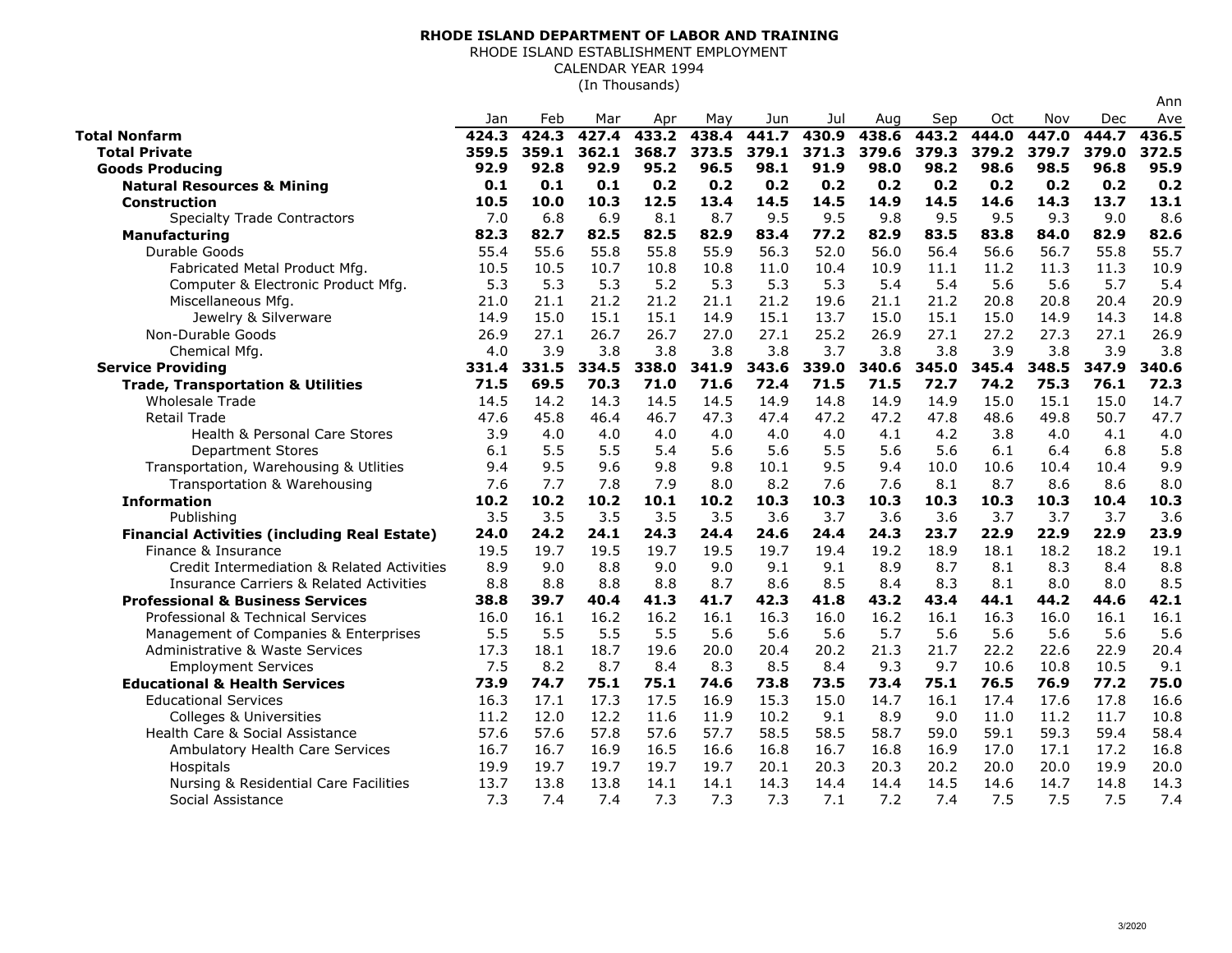**RHODE ISLAND DEPARTMENT OF LABOR AND TRAINING**

RHODE ISLAND ESTABLISHMENT EMPLOYMENT

CALENDAR YEAR 1994

(In Thousands)

| | Jan | Feb | Mar | Apr | May | Jun | Jul | Aug | Sep | Oct | Nov | Dec | Ann Ave |
|---|---|---|---|---|---|---|---|---|---|---|---|---|---|
| **Total Nonfarm** | **424.3** | **424.3** | **427.4** | **433.2** | **438.4** | **441.7** | **430.9** | **438.6** | **443.2** | **444.0** | **447.0** | **444.7** | **436.5** |
| **Total Private** | **359.5** | **359.1** | **362.1** | **368.7** | **373.5** | **379.1** | **371.3** | **379.6** | **379.3** | **379.2** | **379.7** | **379.0** | **372.5** |
| **Goods Producing** | **92.9** | **92.8** | **92.9** | **95.2** | **96.5** | **98.1** | **91.9** | **98.0** | **98.2** | **98.6** | **98.5** | **96.8** | **95.9** |
| **Natural Resources & Mining** | **0.1** | **0.1** | **0.1** | **0.2** | **0.2** | **0.2** | **0.2** | **0.2** | **0.2** | **0.2** | **0.2** | **0.2** | **0.2** |
| **Construction** | **10.5** | **10.0** | **10.3** | **12.5** | **13.4** | **14.5** | **14.5** | **14.9** | **14.5** | **14.6** | **14.3** | **13.7** | **13.1** |
| Specialty Trade Contractors | 7.0 | 6.8 | 6.9 | 8.1 | 8.7 | 9.5 | 9.5 | 9.8 | 9.5 | 9.5 | 9.3 | 9.0 | 8.6 |
| **Manufacturing** | **82.3** | **82.7** | **82.5** | **82.5** | **82.9** | **83.4** | **77.2** | **82.9** | **83.5** | **83.8** | **84.0** | **82.9** | **82.6** |
| Durable Goods | 55.4 | 55.6 | 55.8 | 55.8 | 55.9 | 56.3 | 52.0 | 56.0 | 56.4 | 56.6 | 56.7 | 55.8 | 55.7 |
| Fabricated Metal Product Mfg. | 10.5 | 10.5 | 10.7 | 10.8 | 10.8 | 11.0 | 10.4 | 10.9 | 11.1 | 11.2 | 11.3 | 11.3 | 10.9 |
| Computer & Electronic Product Mfg. | 5.3 | 5.3 | 5.3 | 5.2 | 5.3 | 5.3 | 5.3 | 5.4 | 5.4 | 5.6 | 5.6 | 5.7 | 5.4 |
| Miscellaneous Mfg. | 21.0 | 21.1 | 21.2 | 21.2 | 21.1 | 21.2 | 19.6 | 21.1 | 21.2 | 20.8 | 20.8 | 20.4 | 20.9 |
| Jewelry & Silverware | 14.9 | 15.0 | 15.1 | 15.1 | 14.9 | 15.1 | 13.7 | 15.0 | 15.1 | 15.0 | 14.9 | 14.3 | 14.8 |
| Non-Durable Goods | 26.9 | 27.1 | 26.7 | 26.7 | 27.0 | 27.1 | 25.2 | 26.9 | 27.1 | 27.2 | 27.3 | 27.1 | 26.9 |
| Chemical Mfg. | 4.0 | 3.9 | 3.8 | 3.8 | 3.8 | 3.8 | 3.7 | 3.8 | 3.8 | 3.9 | 3.8 | 3.9 | 3.8 |
| **Service Providing** | **331.4** | **331.5** | **334.5** | **338.0** | **341.9** | **343.6** | **339.0** | **340.6** | **345.0** | **345.4** | **348.5** | **347.9** | **340.6** |
| **Trade, Transportation & Utilities** | **71.5** | **69.5** | **70.3** | **71.0** | **71.6** | **72.4** | **71.5** | **71.5** | **72.7** | **74.2** | **75.3** | **76.1** | **72.3** |
| Wholesale Trade | 14.5 | 14.2 | 14.3 | 14.5 | 14.5 | 14.9 | 14.8 | 14.9 | 14.9 | 15.0 | 15.1 | 15.0 | 14.7 |
| Retail Trade | 47.6 | 45.8 | 46.4 | 46.7 | 47.3 | 47.4 | 47.2 | 47.2 | 47.8 | 48.6 | 49.8 | 50.7 | 47.7 |
| Health & Personal Care Stores | 3.9 | 4.0 | 4.0 | 4.0 | 4.0 | 4.0 | 4.0 | 4.1 | 4.2 | 3.8 | 4.0 | 4.1 | 4.0 |
| Department Stores | 6.1 | 5.5 | 5.5 | 5.4 | 5.6 | 5.6 | 5.5 | 5.6 | 5.6 | 6.1 | 6.4 | 6.8 | 5.8 |
| Transportation, Warehousing & Utlities | 9.4 | 9.5 | 9.6 | 9.8 | 9.8 | 10.1 | 9.5 | 9.4 | 10.0 | 10.6 | 10.4 | 10.4 | 9.9 |
| Transportation & Warehousing | 7.6 | 7.7 | 7.8 | 7.9 | 8.0 | 8.2 | 7.6 | 7.6 | 8.1 | 8.7 | 8.6 | 8.6 | 8.0 |
| **Information** | **10.2** | **10.2** | **10.2** | **10.1** | **10.2** | **10.3** | **10.3** | **10.3** | **10.3** | **10.3** | **10.3** | **10.4** | **10.3** |
| Publishing | 3.5 | 3.5 | 3.5 | 3.5 | 3.5 | 3.6 | 3.7 | 3.6 | 3.6 | 3.7 | 3.7 | 3.7 | 3.6 |
| **Financial Activities (including Real Estate)** | **24.0** | **24.2** | **24.1** | **24.3** | **24.4** | **24.6** | **24.4** | **24.3** | **23.7** | **22.9** | **22.9** | **22.9** | **23.9** |
| Finance & Insurance | 19.5 | 19.7 | 19.5 | 19.7 | 19.5 | 19.7 | 19.4 | 19.2 | 18.9 | 18.1 | 18.2 | 18.2 | 19.1 |
| Credit Intermediation & Related Activities | 8.9 | 9.0 | 8.8 | 9.0 | 9.0 | 9.1 | 9.1 | 8.9 | 8.7 | 8.1 | 8.3 | 8.4 | 8.8 |
| Insurance Carriers & Related Activities | 8.8 | 8.8 | 8.8 | 8.8 | 8.7 | 8.6 | 8.5 | 8.4 | 8.3 | 8.1 | 8.0 | 8.0 | 8.5 |
| **Professional & Business Services** | **38.8** | **39.7** | **40.4** | **41.3** | **41.7** | **42.3** | **41.8** | **43.2** | **43.4** | **44.1** | **44.2** | **44.6** | **42.1** |
| Professional & Technical Services | 16.0 | 16.1 | 16.2 | 16.2 | 16.1 | 16.3 | 16.0 | 16.2 | 16.1 | 16.3 | 16.0 | 16.1 | 16.1 |
| Management of Companies & Enterprises | 5.5 | 5.5 | 5.5 | 5.5 | 5.6 | 5.6 | 5.6 | 5.7 | 5.6 | 5.6 | 5.6 | 5.6 | 5.6 |
| Administrative & Waste Services | 17.3 | 18.1 | 18.7 | 19.6 | 20.0 | 20.4 | 20.2 | 21.3 | 21.7 | 22.2 | 22.6 | 22.9 | 20.4 |
| Employment Services | 7.5 | 8.2 | 8.7 | 8.4 | 8.3 | 8.5 | 8.4 | 9.3 | 9.7 | 10.6 | 10.8 | 10.5 | 9.1 |
| **Educational & Health Services** | **73.9** | **74.7** | **75.1** | **75.1** | **74.6** | **73.8** | **73.5** | **73.4** | **75.1** | **76.5** | **76.9** | **77.2** | **75.0** |
| Educational Services | 16.3 | 17.1 | 17.3 | 17.5 | 16.9 | 15.3 | 15.0 | 14.7 | 16.1 | 17.4 | 17.6 | 17.8 | 16.6 |
| Colleges & Universities | 11.2 | 12.0 | 12.2 | 11.6 | 11.9 | 10.2 | 9.1 | 8.9 | 9.0 | 11.0 | 11.2 | 11.7 | 10.8 |
| Health Care & Social Assistance | 57.6 | 57.6 | 57.8 | 57.6 | 57.7 | 58.5 | 58.5 | 58.7 | 59.0 | 59.1 | 59.3 | 59.4 | 58.4 |
| Ambulatory Health Care Services | 16.7 | 16.7 | 16.9 | 16.5 | 16.6 | 16.8 | 16.7 | 16.8 | 16.9 | 17.0 | 17.1 | 17.2 | 16.8 |
| Hospitals | 19.9 | 19.7 | 19.7 | 19.7 | 19.7 | 20.1 | 20.3 | 20.3 | 20.2 | 20.0 | 20.0 | 19.9 | 20.0 |
| Nursing & Residential Care Facilities | 13.7 | 13.8 | 13.8 | 14.1 | 14.1 | 14.3 | 14.4 | 14.4 | 14.5 | 14.6 | 14.7 | 14.8 | 14.3 |
| Social Assistance | 7.3 | 7.4 | 7.4 | 7.3 | 7.3 | 7.3 | 7.1 | 7.2 | 7.4 | 7.5 | 7.5 | 7.5 | 7.4 |

3/2020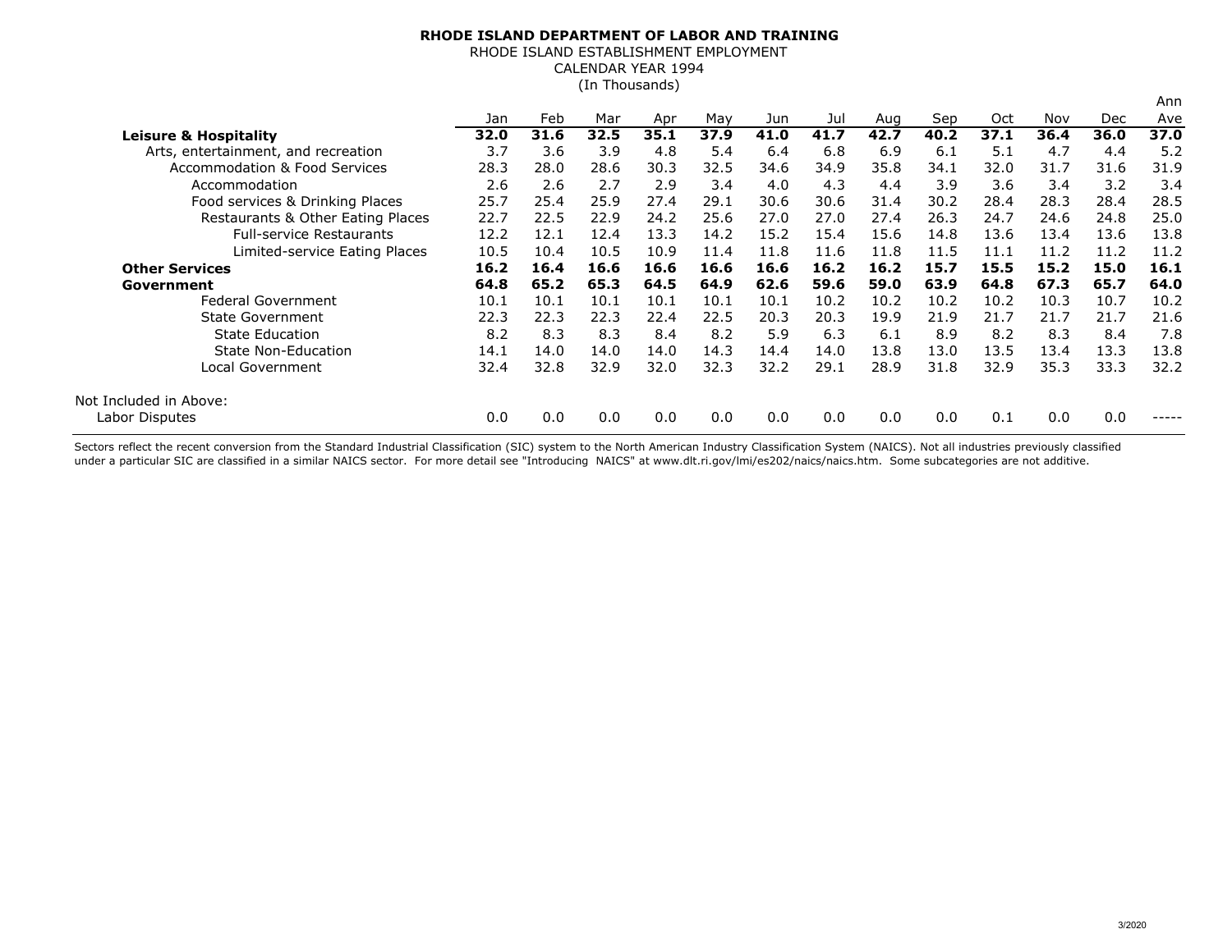**RHODE ISLAND DEPARTMENT OF LABOR AND TRAINING**

RHODE ISLAND ESTABLISHMENT EMPLOYMENT

CALENDAR YEAR 1994

(In Thousands)

| | Jan | Feb | Mar | Apr | May | Jun | Jul | Aug | Sep | Oct | Nov | Dec | Ann Ave |
|---|---|---|---|---|---|---|---|---|---|---|---|---|---|
| **Leisure & Hospitality** | **32.0** | **31.6** | **32.5** | **35.1** | **37.9** | **41.0** | **41.7** | **42.7** | **40.2** | **37.1** | **36.4** | **36.0** | **37.0** |
| Arts, entertainment, and recreation | 3.7 | 3.6 | 3.9 | 4.8 | 5.4 | 6.4 | 6.8 | 6.9 | 6.1 | 5.1 | 4.7 | 4.4 | 5.2 |
| Accommodation & Food Services | 28.3 | 28.0 | 28.6 | 30.3 | 32.5 | 34.6 | 34.9 | 35.8 | 34.1 | 32.0 | 31.7 | 31.6 | 31.9 |
| Accommodation | 2.6 | 2.6 | 2.7 | 2.9 | 3.4 | 4.0 | 4.3 | 4.4 | 3.9 | 3.6 | 3.4 | 3.2 | 3.4 |
| Food services & Drinking Places | 25.7 | 25.4 | 25.9 | 27.4 | 29.1 | 30.6 | 30.6 | 31.4 | 30.2 | 28.4 | 28.3 | 28.4 | 28.5 |
| Restaurants & Other Eating Places | 22.7 | 22.5 | 22.9 | 24.2 | 25.6 | 27.0 | 27.0 | 27.4 | 26.3 | 24.7 | 24.6 | 24.8 | 25.0 |
| Full-service Restaurants | 12.2 | 12.1 | 12.4 | 13.3 | 14.2 | 15.2 | 15.4 | 15.6 | 14.8 | 13.6 | 13.4 | 13.6 | 13.8 |
| Limited-service Eating Places | 10.5 | 10.4 | 10.5 | 10.9 | 11.4 | 11.8 | 11.6 | 11.8 | 11.5 | 11.1 | 11.2 | 11.2 | 11.2 |
| **Other Services** | **16.2** | **16.4** | **16.6** | **16.6** | **16.6** | **16.6** | **16.2** | **16.2** | **15.7** | **15.5** | **15.2** | **15.0** | **16.1** |
| **Government** | **64.8** | **65.2** | **65.3** | **64.5** | **64.9** | **62.6** | **59.6** | **59.0** | **63.9** | **64.8** | **67.3** | **65.7** | **64.0** |
| Federal Government | 10.1 | 10.1 | 10.1 | 10.1 | 10.1 | 10.1 | 10.2 | 10.2 | 10.2 | 10.2 | 10.3 | 10.7 | 10.2 |
| State Government | 22.3 | 22.3 | 22.3 | 22.4 | 22.5 | 20.3 | 20.3 | 19.9 | 21.9 | 21.7 | 21.7 | 21.7 | 21.6 |
| State Education | 8.2 | 8.3 | 8.3 | 8.4 | 8.2 | 5.9 | 6.3 | 6.1 | 8.9 | 8.2 | 8.3 | 8.4 | 7.8 |
| State Non-Education | 14.1 | 14.0 | 14.0 | 14.0 | 14.3 | 14.4 | 14.0 | 13.8 | 13.0 | 13.5 | 13.4 | 13.3 | 13.8 |
| Local Government | 32.4 | 32.8 | 32.9 | 32.0 | 32.3 | 32.2 | 29.1 | 28.9 | 31.8 | 32.9 | 35.3 | 33.3 | 32.2 |
| Not Included in Above: | | | | | | | | | | | | | |
| Labor Disputes | 0.0 | 0.0 | 0.0 | 0.0 | 0.0 | 0.0 | 0.0 | 0.0 | 0.0 | 0.1 | 0.0 | 0.0 | ----- |

Sectors reflect the recent conversion from the Standard Industrial Classification (SIC) system to the North American Industry Classification System (NAICS). Not all industries previously classified under a particular SIC are classified in a similar NAICS sector. For more detail see "Introducing NAICS" at www.dlt.ri.gov/lmi/es202/naics/naics.htm. Some subcategories are not additive.